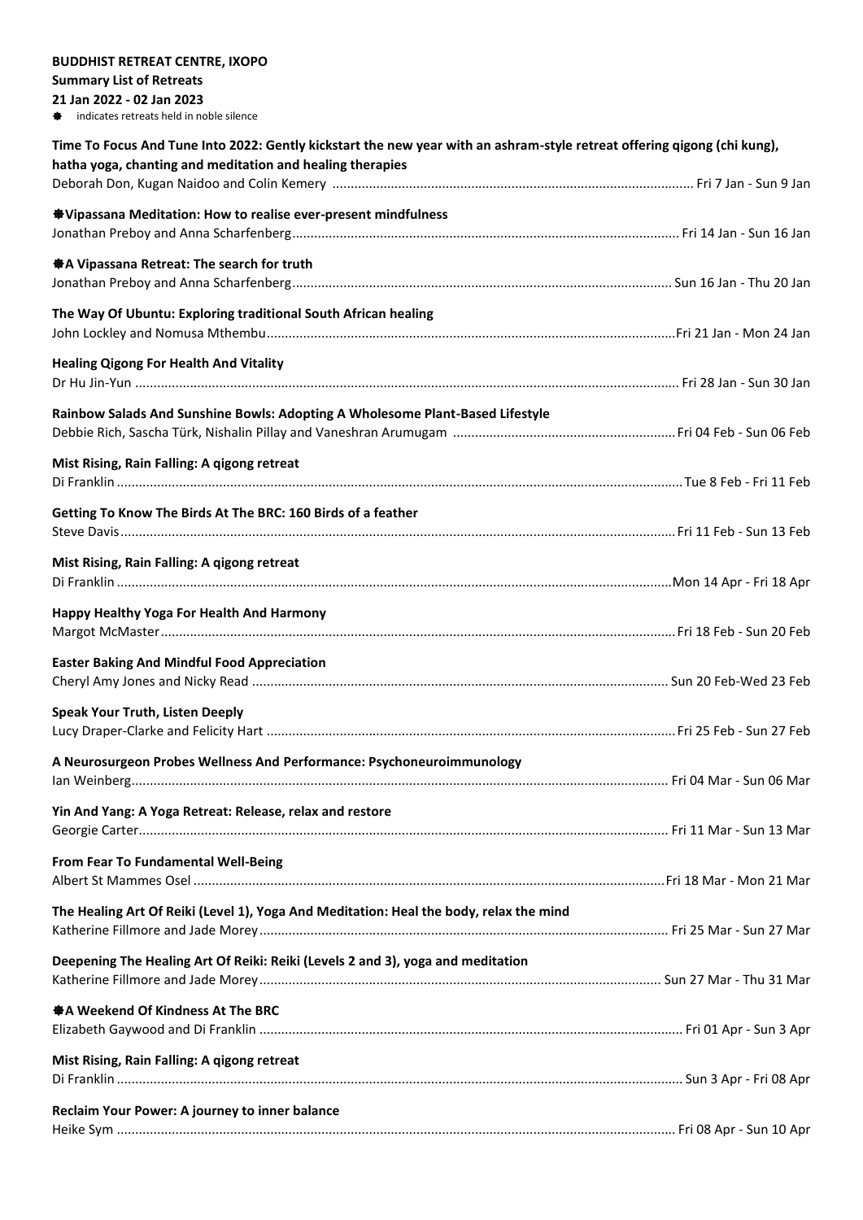**BUDDHIST RETREAT CENTRE, IXOPO**

**Summary List of Retreats**

**21 Jan 2022 - 02 Jan 2023**

❃ indicates retreats held in noble silence

**Time To Focus And Tune Into 2022: Gently kickstart the new year with an ashram-style retreat offering qigong (chi kung), hatha yoga, chanting and meditation and healing therapies**
Deborah Don, Kugan Naidoo and Colin Kemery .................................................................................................. Fri 7 Jan - Sun 9 Jan

**❃Vipassana Meditation: How to realise ever-present mindfulness**
Jonathan Preboy and Anna Scharfenberg.......................................................................................................... Fri 14 Jan - Sun 16 Jan

**❃A Vipassana Retreat: The search for truth**
Jonathan Preboy and Anna Scharfenberg....................................................................................................... Sun 16 Jan - Thu 20 Jan

**The Way Of Ubuntu: Exploring traditional South African healing**
John Lockley and Nomusa Mthembu................................................................................................................Fri 21 Jan - Mon 24 Jan

**Healing Qigong For Health And Vitality**
Dr Hu Jin-Yun .................................................................................................................................................... Fri 28 Jan - Sun 30 Jan

**Rainbow Salads And Sunshine Bowls: Adopting A Wholesome Plant-Based Lifestyle**
Debbie Rich, Sascha Türk, Nishalin Pillay and Vaneshran Arumugam ............................................................Fri 04 Feb - Sun 06 Feb

**Mist Rising, Rain Falling: A qigong retreat**
Di Franklin ..........................................................................................................................................................Tue 8 Feb - Fri 11 Feb

**Getting To Know The Birds At The BRC: 160 Birds of a feather**
Steve Davis.........................................................................................................................................................Fri 11 Feb - Sun 13 Feb

**Mist Rising, Rain Falling: A qigong retreat**
Di Franklin ........................................................................................................................................................Mon 14 Apr - Fri 18 Apr

**Happy Healthy Yoga For Health And Harmony**
Margot McMaster.............................................................................................................................................Fri 18 Feb - Sun 20 Feb

**Easter Baking And Mindful Food Appreciation**
Cheryl Amy Jones and Nicky Read ................................................................................................................. Sun 20 Feb-Wed 23 Feb

**Speak Your Truth, Listen Deeply**
Lucy Draper-Clarke and Felicity Hart ...............................................................................................................Fri 25 Feb - Sun 27 Feb

**A Neurosurgeon Probes Wellness And Performance: Psychoneuroimmunology**
Ian Weinberg.................................................................................................................................................. Fri 04 Mar - Sun 06 Mar

**Yin And Yang: A Yoga Retreat: Release, relax and restore**
Georgie Carter................................................................................................................................................. Fri 11 Mar - Sun 13 Mar

**From Fear To Fundamental Well-Being**
Albert St Mammes Osel ..................................................................................................................................Fri 18 Mar - Mon 21 Mar

**The Healing Art Of Reiki (Level 1), Yoga And Meditation: Heal the body, relax the mind**
Katherine Fillmore and Jade Morey................................................................................................................ Fri 25 Mar - Sun 27 Mar

**Deepening The Healing Art Of Reiki: Reiki (Levels 2 and 3), yoga and meditation**
Katherine Fillmore and Jade Morey............................................................................................................. Sun 27 Mar - Thu 31 Mar

**❃A Weekend Of Kindness At The BRC**
Elizabeth Gaywood and Di Franklin ................................................................................................................... Fri 01 Apr - Sun 3 Apr

**Mist Rising, Rain Falling: A qigong retreat**
Di Franklin .......................................................................................................................................................... Sun 3 Apr - Fri 08 Apr

**Reclaim Your Power: A journey to inner balance**
Heike Sym ....................................................................................................................................................... Fri 08 Apr - Sun 10 Apr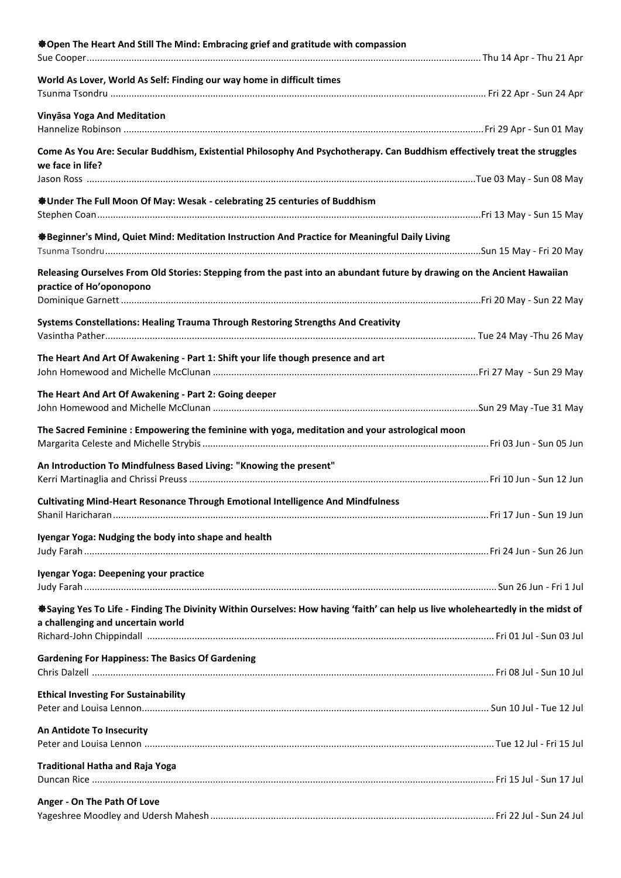**❋Open The Heart And Still The Mind: Embracing grief and gratitude with compassion**
Sue Cooper .......... Thu 14 Apr - Thu 21 Apr

**World As Lover, World As Self: Finding our way home in difficult times**
Tsunma Tsondru .......... Fri 22 Apr - Sun 24 Apr

**Vinyāsa Yoga And Meditation**
Hannelize Robinson .......... Fri 29 Apr - Sun 01 May

**Come As You Are: Secular Buddhism, Existential Philosophy And Psychotherapy. Can Buddhism effectively treat the struggles we face in life?**
Jason Ross .......... Tue 03 May - Sun 08 May

**❋Under The Full Moon Of May: Wesak - celebrating 25 centuries of Buddhism**
Stephen Coan .......... Fri 13 May - Sun 15 May

**❋Beginner's Mind, Quiet Mind: Meditation Instruction And Practice for Meaningful Daily Living**
Tsunma Tsondru .......... Sun 15 May - Fri 20 May

**Releasing Ourselves From Old Stories: Stepping from the past into an abundant future by drawing on the Ancient Hawaiian practice of Ho'oponopono**
Dominique Garnett .......... Fri 20 May - Sun 22 May

**Systems Constellations: Healing Trauma Through Restoring Strengths And Creativity**
Vasintha Pather .......... Tue 24 May -Thu 26 May

**The Heart And Art Of Awakening - Part 1: Shift your life though presence and art**
John Homewood and Michelle McClunan .......... Fri 27 May - Sun 29 May

**The Heart And Art Of Awakening - Part 2: Going deeper**
John Homewood and Michelle McClunan .......... Sun 29 May -Tue 31 May

**The Sacred Feminine : Empowering the feminine with yoga, meditation and your astrological moon**
Margarita Celeste and Michelle Strybis .......... Fri 03 Jun - Sun 05 Jun

**An Introduction To Mindfulness Based Living: "Knowing the present"**
Kerri Martinaglia and Chrissi Preuss .......... Fri 10 Jun - Sun 12 Jun

**Cultivating Mind-Heart Resonance Through Emotional Intelligence And Mindfulness**
Shanil Haricharan .......... Fri 17 Jun - Sun 19 Jun

**Iyengar Yoga: Nudging the body into shape and health**
Judy Farah .......... Fri 24 Jun - Sun 26 Jun

**Iyengar Yoga: Deepening your practice**
Judy Farah .......... Sun 26 Jun - Fri 1 Jul

**❋Saying Yes To Life - Finding The Divinity Within Ourselves: How having 'faith' can help us live wholeheartedly in the midst of a challenging and uncertain world**
Richard-John Chippindall .......... Fri 01 Jul - Sun 03 Jul

**Gardening For Happiness: The Basics Of Gardening**
Chris Dalzell .......... Fri 08 Jul - Sun 10 Jul

**Ethical Investing For Sustainability**
Peter and Louisa Lennon .......... Sun 10 Jul - Tue 12 Jul

**An Antidote To Insecurity**
Peter and Louisa Lennon .......... Tue 12 Jul - Fri 15 Jul

**Traditional Hatha and Raja Yoga**
Duncan Rice .......... Fri 15 Jul - Sun 17 Jul

**Anger - On The Path Of Love**
Yageshree Moodley and Udersh Mahesh .......... Fri 22 Jul - Sun 24 Jul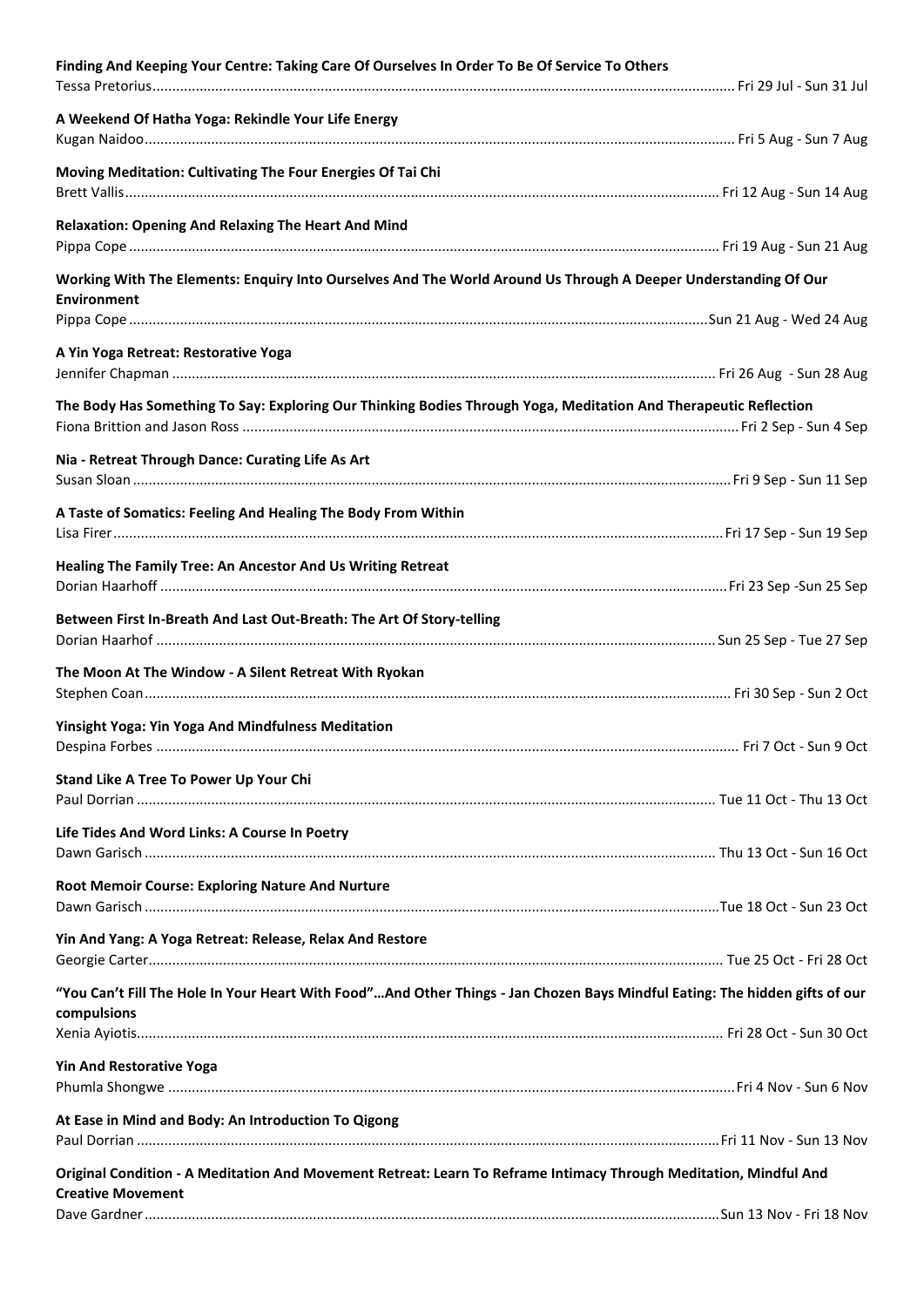**Finding And Keeping Your Centre: Taking Care Of Ourselves In Order To Be Of Service To Others**
Tessa Pretorius .......... Fri 29 Jul - Sun 31 Jul

**A Weekend Of Hatha Yoga: Rekindle Your Life Energy**
Kugan Naidoo .......... Fri 5 Aug - Sun 7 Aug

**Moving Meditation: Cultivating The Four Energies Of Tai Chi**
Brett Vallis .......... Fri 12 Aug - Sun 14 Aug

**Relaxation: Opening And Relaxing The Heart And Mind**
Pippa Cope .......... Fri 19 Aug - Sun 21 Aug

**Working With The Elements: Enquiry Into Ourselves And The World Around Us Through A Deeper Understanding Of Our Environment**
Pippa Cope .......... Sun 21 Aug - Wed 24 Aug

**A Yin Yoga Retreat: Restorative Yoga**
Jennifer Chapman .......... Fri 26 Aug - Sun 28 Aug

**The Body Has Something To Say: Exploring Our Thinking Bodies Through Yoga, Meditation And Therapeutic Reflection**
Fiona Brittion and Jason Ross .......... Fri 2 Sep - Sun 4 Sep

**Nia - Retreat Through Dance: Curating Life As Art**
Susan Sloan .......... Fri 9 Sep - Sun 11 Sep

**A Taste of Somatics: Feeling And Healing The Body From Within**
Lisa Firer .......... Fri 17 Sep - Sun 19 Sep

**Healing The Family Tree: An Ancestor And Us Writing Retreat**
Dorian Haarhoff .......... Fri 23 Sep -Sun 25 Sep

**Between First In-Breath And Last Out-Breath: The Art Of Story-telling**
Dorian Haarhof .......... Sun 25 Sep - Tue 27 Sep

**The Moon At The Window - A Silent Retreat With Ryokan**
Stephen Coan .......... Fri 30 Sep - Sun 2 Oct

**Yinsight Yoga: Yin Yoga And Mindfulness Meditation**
Despina Forbes .......... Fri 7 Oct - Sun 9 Oct

**Stand Like A Tree To Power Up Your Chi**
Paul Dorrian .......... Tue 11 Oct - Thu 13 Oct

**Life Tides And Word Links: A Course In Poetry**
Dawn Garisch .......... Thu 13 Oct - Sun 16 Oct

**Root Memoir Course: Exploring Nature And Nurture**
Dawn Garisch .......... Tue 18 Oct - Sun 23 Oct

**Yin And Yang: A Yoga Retreat: Release, Relax And Restore**
Georgie Carter .......... Tue 25 Oct - Fri 28 Oct

**"You Can't Fill The Hole In Your Heart With Food"…And Other Things - Jan Chozen Bays Mindful Eating: The hidden gifts of our compulsions**
Xenia Ayiotis .......... Fri 28 Oct - Sun 30 Oct

**Yin And Restorative Yoga**
Phumla Shongwe .......... Fri 4 Nov - Sun 6 Nov

**At Ease in Mind and Body: An Introduction To Qigong**
Paul Dorrian .......... Fri 11 Nov - Sun 13 Nov

**Original Condition - A Meditation And Movement Retreat: Learn To Reframe Intimacy Through Meditation, Mindful And Creative Movement**
Dave Gardner .......... Sun 13 Nov - Fri 18 Nov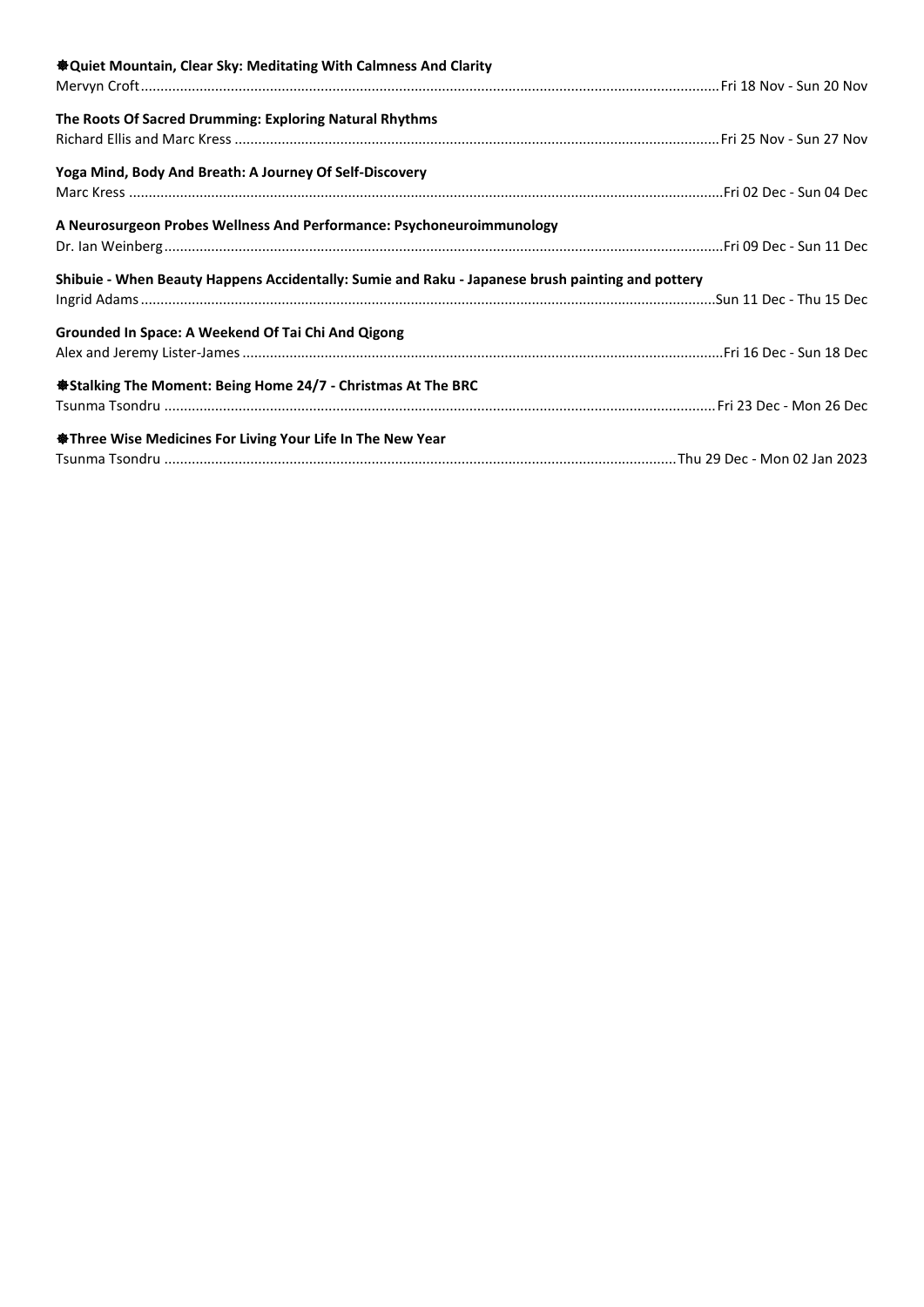**❋Quiet Mountain, Clear Sky: Meditating With Calmness And Clarity**

Mervyn Croft........................................................................................................................................Fri 18 Nov - Sun 20 Nov

**The Roots Of Sacred Drumming: Exploring Natural Rhythms**

Richard Ellis and Marc Kress ...........................................................................................................Fri 25 Nov - Sun 27 Nov

**Yoga Mind, Body And Breath: A Journey Of Self-Discovery**

Marc Kress ........................................................................................................................................Fri 02 Dec - Sun 04 Dec

**A Neurosurgeon Probes Wellness And Performance: Psychoneuroimmunology**

Dr. Ian Weinberg...............................................................................................................................Fri 09 Dec - Sun 11 Dec

**Shibuie - When Beauty Happens Accidentally: Sumie and Raku - Japanese brush painting and pottery**

Ingrid Adams.....................................................................................................................................Sun 11 Dec - Thu 15 Dec

**Grounded In Space: A Weekend Of Tai Chi And Qigong**

Alex and Jeremy Lister-James ...........................................................................................................Fri 16 Dec - Sun 18 Dec

**❋Stalking The Moment: Being Home 24/7 - Christmas At The BRC**

Tsunma Tsondru ...............................................................................................................................Fri 23 Dec - Mon 26 Dec

**❋Three Wise Medicines For Living Your Life In The New Year**

Tsunma Tsondru ...................................................................................................................Thu 29 Dec - Mon 02 Jan 2023